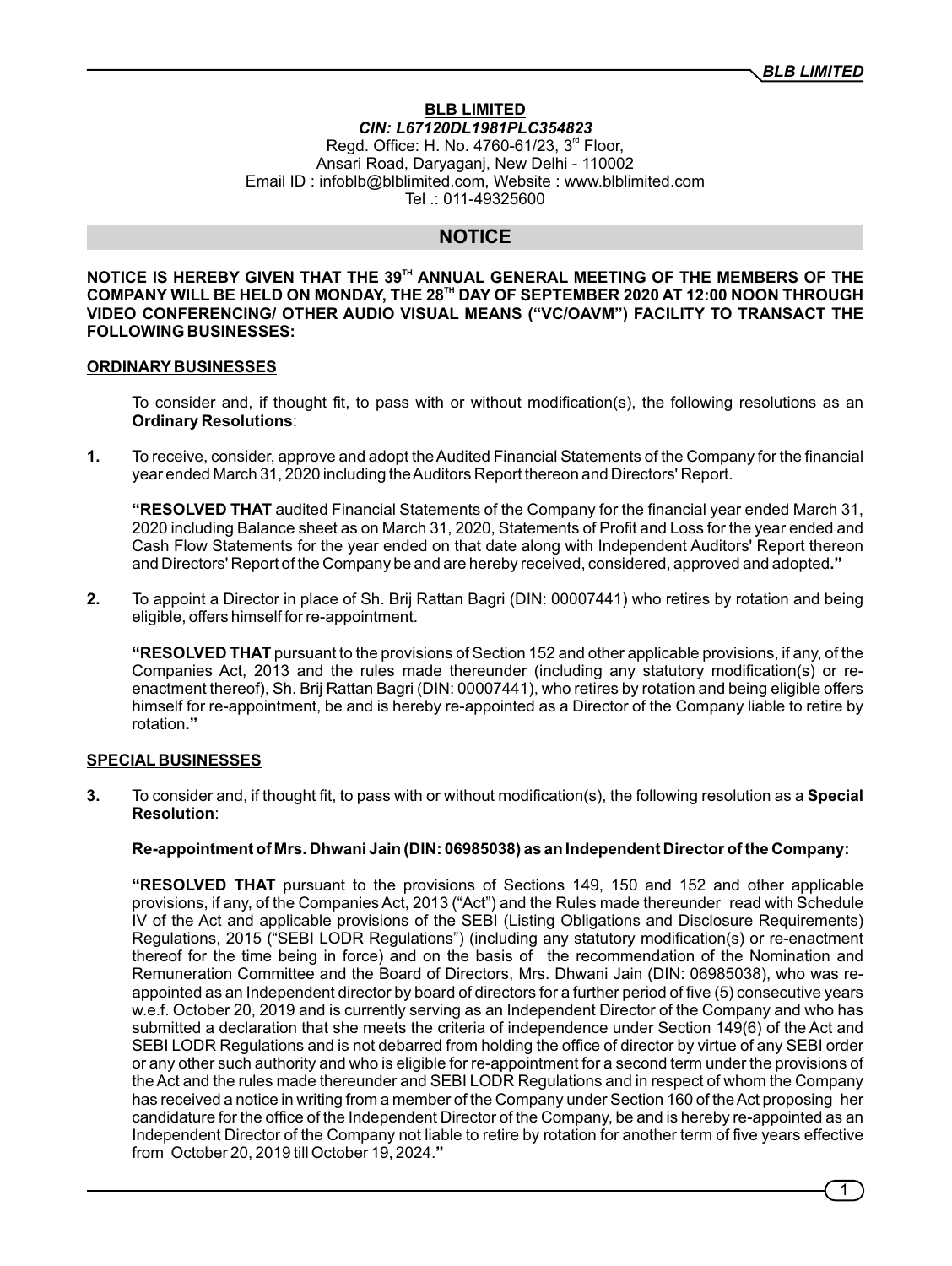# BLB LIMITED

***CIN: L67120DL1981PLC354823***

Regd. Office: H. No. 4760-61/23, 3rd Floor,
Ansari Road, Daryaganj, New Delhi - 110002
Email ID : infoblb@blblimited.com, Website : www.blblimited.com
Tel .: 011-49325600

## NOTICE

**NOTICE IS HEREBY GIVEN THAT THE 39TH ANNUAL GENERAL MEETING OF THE MEMBERS OF THE COMPANY WILL BE HELD ON MONDAY, THE 28TH DAY OF SEPTEMBER 2020 AT 12:00 NOON THROUGH VIDEO CONFERENCING/ OTHER AUDIO VISUAL MEANS ("VC/OAVM") FACILITY TO TRANSACT THE FOLLOWING BUSINESSES:**

### ORDINARY BUSINESSES

To consider and, if thought fit, to pass with or without modification(s), the following resolutions as an **Ordinary Resolutions**:

**1.** To receive, consider, approve and adopt the Audited Financial Statements of the Company for the financial year ended March 31, 2020 including the Auditors Report thereon and Directors' Report.

**"RESOLVED THAT** audited Financial Statements of the Company for the financial year ended March 31, 2020 including Balance sheet as on March 31, 2020, Statements of Profit and Loss for the year ended and Cash Flow Statements for the year ended on that date along with Independent Auditors' Report thereon and Directors' Report of the Company be and are hereby received, considered, approved and adopted**."**

**2.** To appoint a Director in place of Sh. Brij Rattan Bagri (DIN: 00007441) who retires by rotation and being eligible, offers himself for re-appointment.

**"RESOLVED THAT** pursuant to the provisions of Section 152 and other applicable provisions, if any, of the Companies Act, 2013 and the rules made thereunder (including any statutory modification(s) or re-enactment thereof), Sh. Brij Rattan Bagri (DIN: 00007441), who retires by rotation and being eligible offers himself for re-appointment, be and is hereby re-appointed as a Director of the Company liable to retire by rotation**."**

### SPECIAL BUSINESSES

**3.** To consider and, if thought fit, to pass with or without modification(s), the following resolution as a **Special Resolution**:

**Re-appointment of Mrs. Dhwani Jain (DIN: 06985038) as an Independent Director of the Company:**

**"RESOLVED THAT** pursuant to the provisions of Sections 149, 150 and 152 and other applicable provisions, if any, of the Companies Act, 2013 ("Act") and the Rules made thereunder read with Schedule IV of the Act and applicable provisions of the SEBI (Listing Obligations and Disclosure Requirements) Regulations, 2015 ("SEBI LODR Regulations") (including any statutory modification(s) or re-enactment thereof for the time being in force) and on the basis of the recommendation of the Nomination and Remuneration Committee and the Board of Directors, Mrs. Dhwani Jain (DIN: 06985038), who was re-appointed as an Independent director by board of directors for a further period of five (5) consecutive years w.e.f. October 20, 2019 and is currently serving as an Independent Director of the Company and who has submitted a declaration that she meets the criteria of independence under Section 149(6) of the Act and SEBI LODR Regulations and is not debarred from holding the office of director by virtue of any SEBI order or any other such authority and who is eligible for re-appointment for a second term under the provisions of the Act and the rules made thereunder and SEBI LODR Regulations and in respect of whom the Company has received a notice in writing from a member of the Company under Section 160 of the Act proposing her candidature for the office of the Independent Director of the Company, be and is hereby re-appointed as an Independent Director of the Company not liable to retire by rotation for another term of five years effective from October 20, 2019 till October 19, 2024.**"**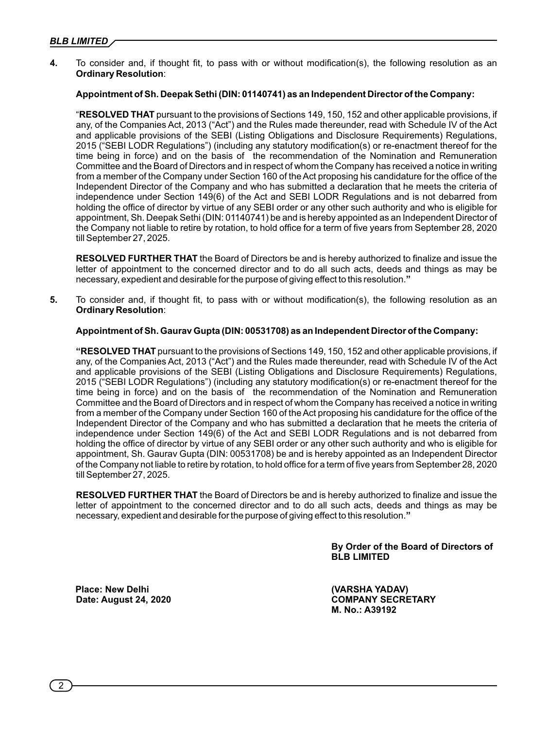**4.** To consider and, if thought fit, to pass with or without modification(s), the following resolution as an **Ordinary Resolution**:

**Appointment of Sh. Deepak Sethi (DIN: 01140741) as an Independent Director of the Company:**

"**RESOLVED THAT** pursuant to the provisions of Sections 149, 150, 152 and other applicable provisions, if any, of the Companies Act, 2013 ("Act") and the Rules made thereunder, read with Schedule IV of the Act and applicable provisions of the SEBI (Listing Obligations and Disclosure Requirements) Regulations, 2015 ("SEBI LODR Regulations") (including any statutory modification(s) or re-enactment thereof for the time being in force) and on the basis of the recommendation of the Nomination and Remuneration Committee and the Board of Directors and in respect of whom the Company has received a notice in writing from a member of the Company under Section 160 of the Act proposing his candidature for the office of the Independent Director of the Company and who has submitted a declaration that he meets the criteria of independence under Section 149(6) of the Act and SEBI LODR Regulations and is not debarred from holding the office of director by virtue of any SEBI order or any other such authority and who is eligible for appointment, Sh. Deepak Sethi (DIN: 01140741) be and is hereby appointed as an Independent Director of the Company not liable to retire by rotation, to hold office for a term of five years from September 28, 2020 till September 27, 2025.

**RESOLVED FURTHER THAT** the Board of Directors be and is hereby authorized to finalize and issue the letter of appointment to the concerned director and to do all such acts, deeds and things as may be necessary, expedient and desirable for the purpose of giving effect to this resolution."

**5.** To consider and, if thought fit, to pass with or without modification(s), the following resolution as an **Ordinary Resolution**:

**Appointment of Sh. Gaurav Gupta (DIN: 00531708) as an Independent Director of the Company:**

"**RESOLVED THAT** pursuant to the provisions of Sections 149, 150, 152 and other applicable provisions, if any, of the Companies Act, 2013 ("Act") and the Rules made thereunder, read with Schedule IV of the Act and applicable provisions of the SEBI (Listing Obligations and Disclosure Requirements) Regulations, 2015 ("SEBI LODR Regulations") (including any statutory modification(s) or re-enactment thereof for the time being in force) and on the basis of the recommendation of the Nomination and Remuneration Committee and the Board of Directors and in respect of whom the Company has received a notice in writing from a member of the Company under Section 160 of the Act proposing his candidature for the office of the Independent Director of the Company and who has submitted a declaration that he meets the criteria of independence under Section 149(6) of the Act and SEBI LODR Regulations and is not debarred from holding the office of director by virtue of any SEBI order or any other such authority and who is eligible for appointment, Sh. Gaurav Gupta (DIN: 00531708) be and is hereby appointed as an Independent Director of the Company not liable to retire by rotation, to hold office for a term of five years from September 28, 2020 till September 27, 2025.

**RESOLVED FURTHER THAT** the Board of Directors be and is hereby authorized to finalize and issue the letter of appointment to the concerned director and to do all such acts, deeds and things as may be necessary, expedient and desirable for the purpose of giving effect to this resolution."

**By Order of the Board of Directors of**
**BLB LIMITED**

**Place: New Delhi**
**Date: August 24, 2020**

**(VARSHA YADAV)**
**COMPANY SECRETARY**
**M. No.: A39192**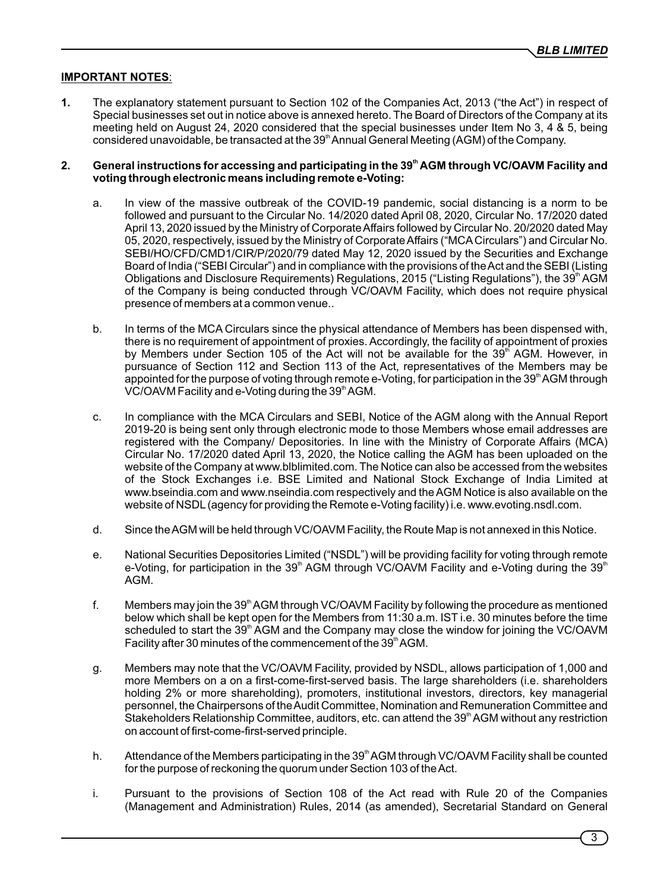**IMPORTANT NOTES**:

**1.** The explanatory statement pursuant to Section 102 of the Companies Act, 2013 ("the Act") in respect of Special businesses set out in notice above is annexed hereto. The Board of Directors of the Company at its meeting held on August 24, 2020 considered that the special businesses under Item No 3, 4 & 5, being considered unavoidable, be transacted at the 39th Annual General Meeting (AGM) of the Company.

**2. General instructions for accessing and participating in the 39th AGM through VC/OAVM Facility and voting through electronic means including remote e-Voting:**

a. In view of the massive outbreak of the COVID-19 pandemic, social distancing is a norm to be followed and pursuant to the Circular No. 14/2020 dated April 08, 2020, Circular No. 17/2020 dated April 13, 2020 issued by the Ministry of Corporate Affairs followed by Circular No. 20/2020 dated May 05, 2020, respectively, issued by the Ministry of Corporate Affairs ("MCA Circulars") and Circular No. SEBI/HO/CFD/CMD1/CIR/P/2020/79 dated May 12, 2020 issued by the Securities and Exchange Board of India ("SEBI Circular") and in compliance with the provisions of the Act and the SEBI (Listing Obligations and Disclosure Requirements) Regulations, 2015 ("Listing Regulations"), the 39th AGM of the Company is being conducted through VC/OAVM Facility, which does not require physical presence of members at a common venue..

b. In terms of the MCA Circulars since the physical attendance of Members has been dispensed with, there is no requirement of appointment of proxies. Accordingly, the facility of appointment of proxies by Members under Section 105 of the Act will not be available for the 39th AGM. However, in pursuance of Section 112 and Section 113 of the Act, representatives of the Members may be appointed for the purpose of voting through remote e-Voting, for participation in the 39th AGM through VC/OAVM Facility and e-Voting during the 39th AGM.

c. In compliance with the MCA Circulars and SEBI, Notice of the AGM along with the Annual Report 2019-20 is being sent only through electronic mode to those Members whose email addresses are registered with the Company/ Depositories. In line with the Ministry of Corporate Affairs (MCA) Circular No. 17/2020 dated April 13, 2020, the Notice calling the AGM has been uploaded on the website of the Company at www.blblimited.com. The Notice can also be accessed from the websites of the Stock Exchanges i.e. BSE Limited and National Stock Exchange of India Limited at www.bseindia.com and www.nseindia.com respectively and the AGM Notice is also available on the website of NSDL (agency for providing the Remote e-Voting facility) i.e. www.evoting.nsdl.com.

d. Since the AGM will be held through VC/OAVM Facility, the Route Map is not annexed in this Notice.

e. National Securities Depositories Limited ("NSDL") will be providing facility for voting through remote e-Voting, for participation in the 39th AGM through VC/OAVM Facility and e-Voting during the 39th AGM.

f. Members may join the 39th AGM through VC/OAVM Facility by following the procedure as mentioned below which shall be kept open for the Members from 11:30 a.m. IST i.e. 30 minutes before the time scheduled to start the 39th AGM and the Company may close the window for joining the VC/OAVM Facility after 30 minutes of the commencement of the 39th AGM.

g. Members may note that the VC/OAVM Facility, provided by NSDL, allows participation of 1,000 and more Members on a on a first-come-first-served basis. The large shareholders (i.e. shareholders holding 2% or more shareholding), promoters, institutional investors, directors, key managerial personnel, the Chairpersons of the Audit Committee, Nomination and Remuneration Committee and Stakeholders Relationship Committee, auditors, etc. can attend the 39th AGM without any restriction on account of first-come-first-served principle.

h. Attendance of the Members participating in the 39th AGM through VC/OAVM Facility shall be counted for the purpose of reckoning the quorum under Section 103 of the Act.

i. Pursuant to the provisions of Section 108 of the Act read with Rule 20 of the Companies (Management and Administration) Rules, 2014 (as amended), Secretarial Standard on General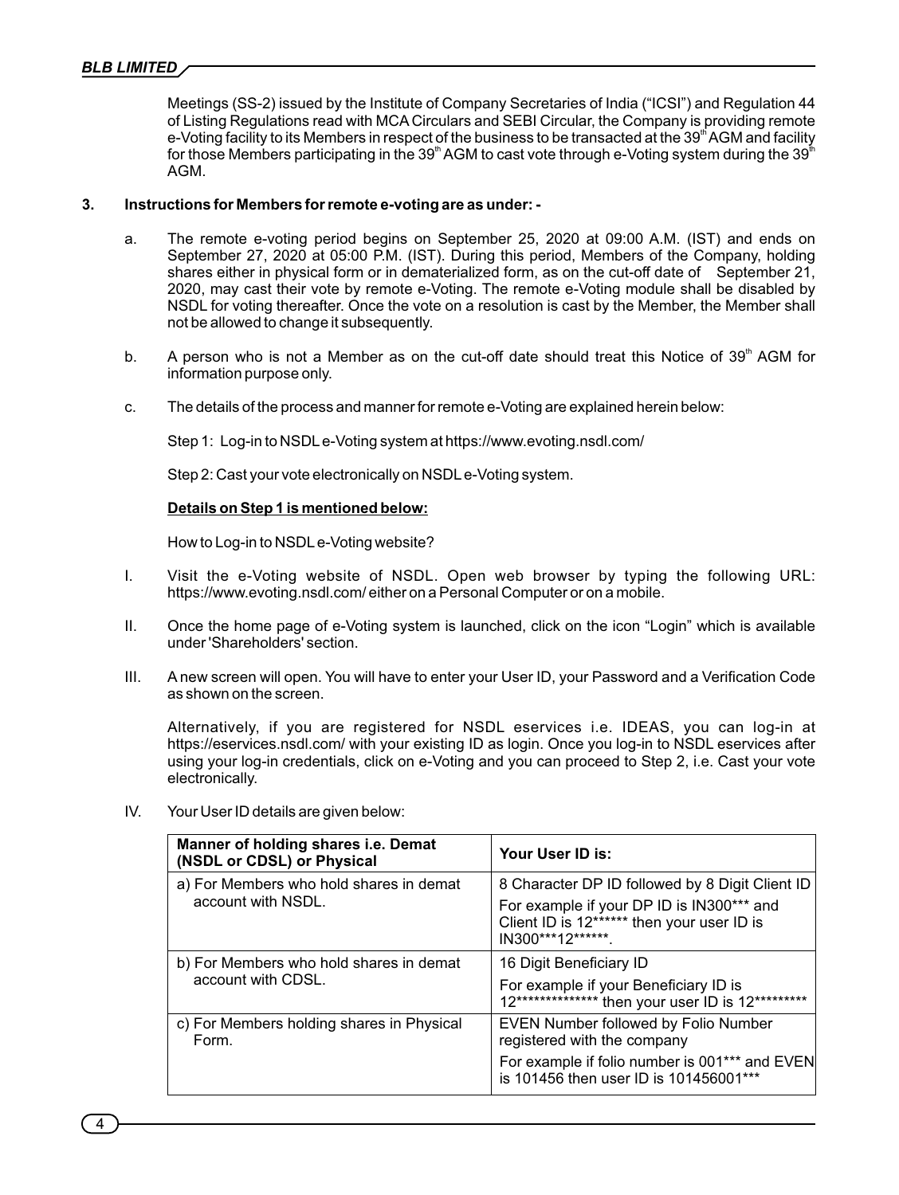Meetings (SS-2) issued by the Institute of Company Secretaries of India ("ICSI") and Regulation 44 of Listing Regulations read with MCA Circulars and SEBI Circular, the Company is providing remote e-Voting facility to its Members in respect of the business to be transacted at the 39th AGM and facility for those Members participating in the 39th AGM to cast vote through e-Voting system during the 39th AGM.

**3. Instructions for Members for remote e-voting are as under: -**

a. The remote e-voting period begins on September 25, 2020 at 09:00 A.M. (IST) and ends on September 27, 2020 at 05:00 P.M. (IST). During this period, Members of the Company, holding shares either in physical form or in dematerialized form, as on the cut-off date of September 21, 2020, may cast their vote by remote e-Voting. The remote e-Voting module shall be disabled by NSDL for voting thereafter. Once the vote on a resolution is cast by the Member, the Member shall not be allowed to change it subsequently.

b. A person who is not a Member as on the cut-off date should treat this Notice of 39th AGM for information purpose only.

c. The details of the process and manner for remote e-Voting are explained herein below:

Step 1: Log-in to NSDL e-Voting system at https://www.evoting.nsdl.com/

Step 2: Cast your vote electronically on NSDL e-Voting system.

**Details on Step 1 is mentioned below:**

How to Log-in to NSDL e-Voting website?

I. Visit the e-Voting website of NSDL. Open web browser by typing the following URL: https://www.evoting.nsdl.com/ either on a Personal Computer or on a mobile.

II. Once the home page of e-Voting system is launched, click on the icon "Login" which is available under 'Shareholders' section.

III. A new screen will open. You will have to enter your User ID, your Password and a Verification Code as shown on the screen.

Alternatively, if you are registered for NSDL eservices i.e. IDEAS, you can log-in at https://eservices.nsdl.com/ with your existing ID as login. Once you log-in to NSDL eservices after using your log-in credentials, click on e-Voting and you can proceed to Step 2, i.e. Cast your vote electronically.

IV. Your User ID details are given below:

| Manner of holding shares i.e. Demat (NSDL or CDSL) or Physical | Your User ID is: |
|---|---|
| a) For Members who hold shares in demat account with NSDL. | 8 Character DP ID followed by 8 Digit Client ID<br>For example if your DP ID is IN300*** and Client ID is 12****** then your user ID is IN300***12******. |
| b) For Members who hold shares in demat account with CDSL. | 16 Digit Beneficiary ID<br>For example if your Beneficiary ID is 12************** then your user ID is 12********* |
| c) For Members holding shares in Physical Form. | EVEN Number followed by Folio Number registered with the company<br>For example if folio number is 001*** and EVEN is 101456 then user ID is 101456001*** |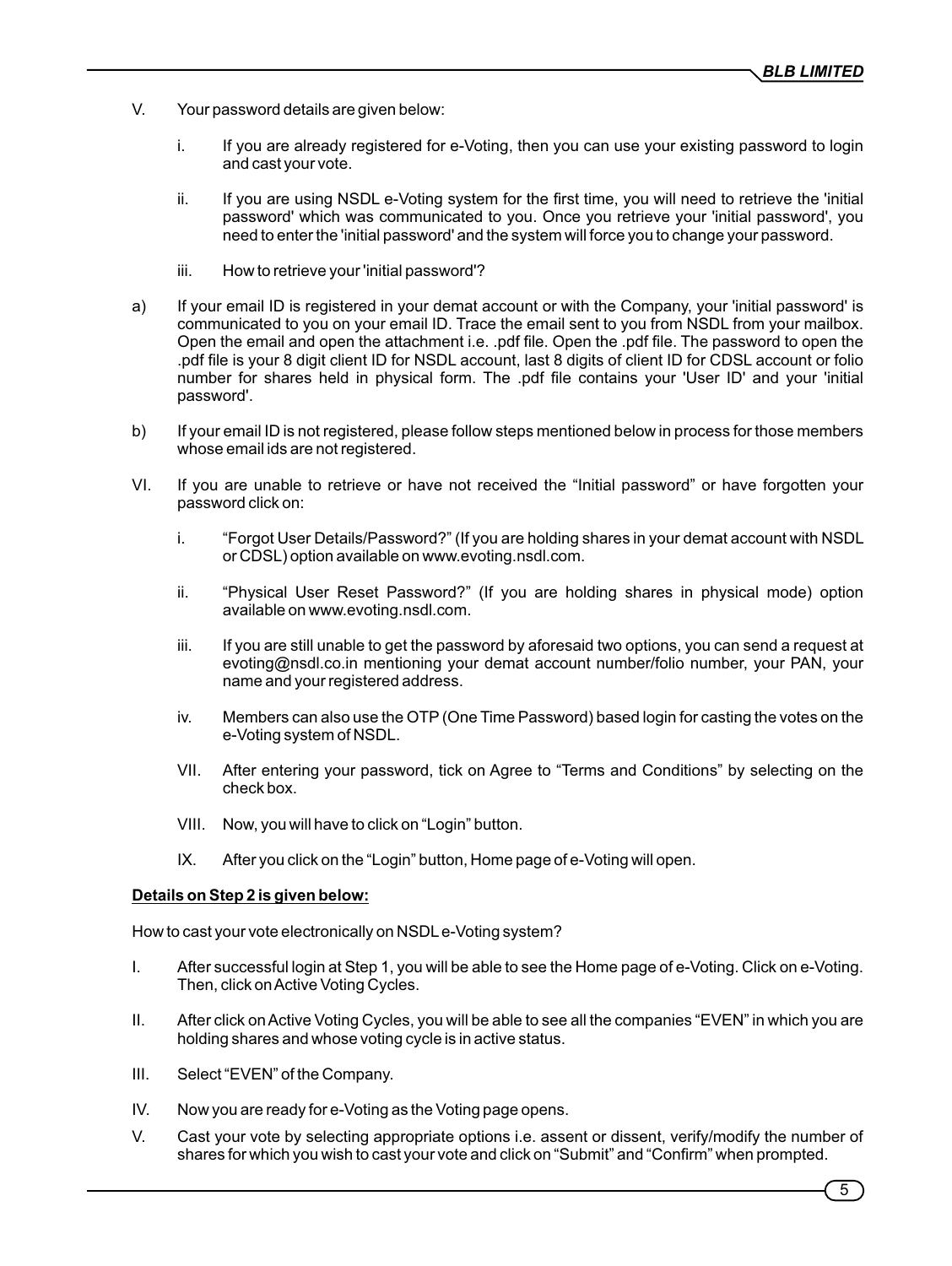V. Your password details are given below:

   i. If you are already registered for e-Voting, then you can use your existing password to login and cast your vote.

   ii. If you are using NSDL e-Voting system for the first time, you will need to retrieve the 'initial password' which was communicated to you. Once you retrieve your 'initial password', you need to enter the 'initial password' and the system will force you to change your password.

   iii. How to retrieve your 'initial password'?

a) If your email ID is registered in your demat account or with the Company, your 'initial password' is communicated to you on your email ID. Trace the email sent to you from NSDL from your mailbox. Open the email and open the attachment i.e. .pdf file. Open the .pdf file. The password to open the .pdf file is your 8 digit client ID for NSDL account, last 8 digits of client ID for CDSL account or folio number for shares held in physical form. The .pdf file contains your 'User ID' and your 'initial password'.

b) If your email ID is not registered, please follow steps mentioned below in process for those members whose email ids are not registered.

VI. If you are unable to retrieve or have not received the "Initial password" or have forgotten your password click on:

   i. "Forgot User Details/Password?" (If you are holding shares in your demat account with NSDL or CDSL) option available on www.evoting.nsdl.com.

   ii. "Physical User Reset Password?" (If you are holding shares in physical mode) option available on www.evoting.nsdl.com.

   iii. If you are still unable to get the password by aforesaid two options, you can send a request at evoting@nsdl.co.in mentioning your demat account number/folio number, your PAN, your name and your registered address.

   iv. Members can also use the OTP (One Time Password) based login for casting the votes on the e-Voting system of NSDL.

   VII. After entering your password, tick on Agree to "Terms and Conditions" by selecting on the check box.

   VIII. Now, you will have to click on "Login" button.

   IX. After you click on the "Login" button, Home page of e-Voting will open.

**<u>Details on Step 2 is given below:</u>**

How to cast your vote electronically on NSDL e-Voting system?

I. After successful login at Step 1, you will be able to see the Home page of e-Voting. Click on e-Voting. Then, click on Active Voting Cycles.

II. After click on Active Voting Cycles, you will be able to see all the companies "EVEN" in which you are holding shares and whose voting cycle is in active status.

III. Select "EVEN" of the Company.

IV. Now you are ready for e-Voting as the Voting page opens.

V. Cast your vote by selecting appropriate options i.e. assent or dissent, verify/modify the number of shares for which you wish to cast your vote and click on "Submit" and "Confirm" when prompted.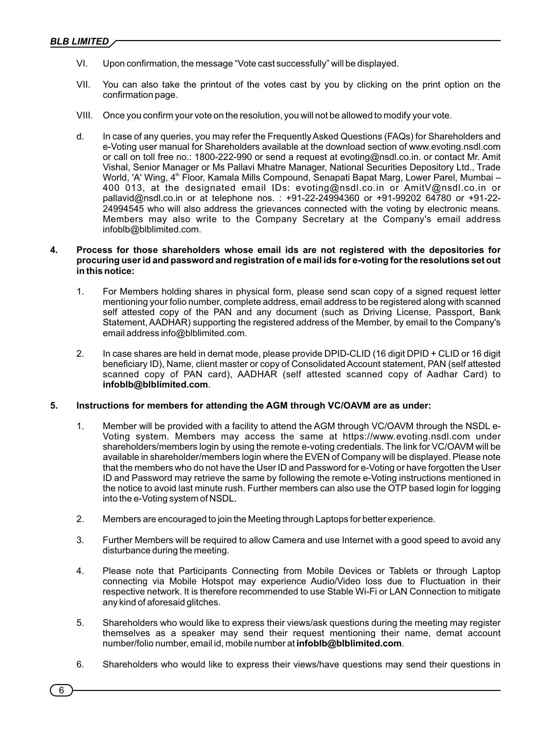VI. Upon confirmation, the message "Vote cast successfully" will be displayed.

VII. You can also take the printout of the votes cast by you by clicking on the print option on the confirmation page.

VIII. Once you confirm your vote on the resolution, you will not be allowed to modify your vote.

d. In case of any queries, you may refer the Frequently Asked Questions (FAQs) for Shareholders and e-Voting user manual for Shareholders available at the download section of www.evoting.nsdl.com or call on toll free no.: 1800-222-990 or send a request at evoting@nsdl.co.in. or contact Mr. Amit Vishal, Senior Manager or Ms Pallavi Mhatre Manager, National Securities Depository Ltd., Trade World, 'A' Wing, 4th Floor, Kamala Mills Compound, Senapati Bapat Marg, Lower Parel, Mumbai – 400 013, at the designated email IDs: evoting@nsdl.co.in or AmitV@nsdl.co.in or pallavid@nsdl.co.in or at telephone nos. : +91-22-24994360 or +91-99202 64780 or +91-22-24994545 who will also address the grievances connected with the voting by electronic means. Members may also write to the Company Secretary at the Company's email address infoblb@blblimited.com.

**4. Process for those shareholders whose email ids are not registered with the depositories for procuring user id and password and registration of e mail ids for e-voting for the resolutions set out in this notice:**

1. For Members holding shares in physical form, please send scan copy of a signed request letter mentioning your folio number, complete address, email address to be registered along with scanned self attested copy of the PAN and any document (such as Driving License, Passport, Bank Statement, AADHAR) supporting the registered address of the Member, by email to the Company's email address info@blblimited.com.

2. In case shares are held in demat mode, please provide DPID-CLID (16 digit DPID + CLID or 16 digit beneficiary ID), Name, client master or copy of Consolidated Account statement, PAN (self attested scanned copy of PAN card), AADHAR (self attested scanned copy of Aadhar Card) to **infoblb@blblimited.com**.

**5. Instructions for members for attending the AGM through VC/OAVM are as under:**

1. Member will be provided with a facility to attend the AGM through VC/OAVM through the NSDL e-Voting system. Members may access the same at https://www.evoting.nsdl.com under shareholders/members login by using the remote e-voting credentials. The link for VC/OAVM will be available in shareholder/members login where the EVEN of Company will be displayed. Please note that the members who do not have the User ID and Password for e-Voting or have forgotten the User ID and Password may retrieve the same by following the remote e-Voting instructions mentioned in the notice to avoid last minute rush. Further members can also use the OTP based login for logging into the e-Voting system of NSDL.

2. Members are encouraged to join the Meeting through Laptops for better experience.

3. Further Members will be required to allow Camera and use Internet with a good speed to avoid any disturbance during the meeting.

4. Please note that Participants Connecting from Mobile Devices or Tablets or through Laptop connecting via Mobile Hotspot may experience Audio/Video loss due to Fluctuation in their respective network. It is therefore recommended to use Stable Wi-Fi or LAN Connection to mitigate any kind of aforesaid glitches.

5. Shareholders who would like to express their views/ask questions during the meeting may register themselves as a speaker may send their request mentioning their name, demat account number/folio number, email id, mobile number at **infoblb@blblimited.com**.

6. Shareholders who would like to express their views/have questions may send their questions in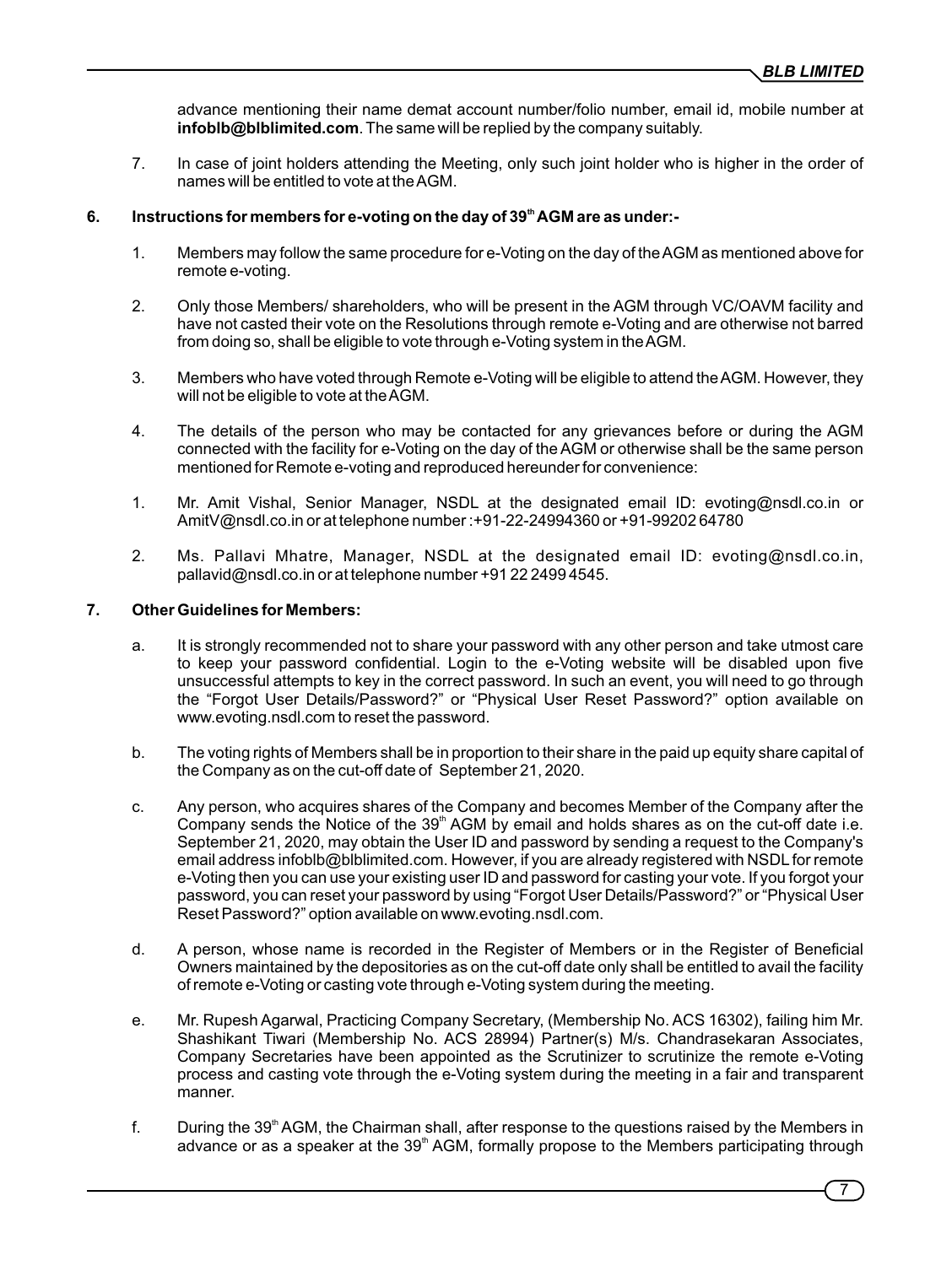advance mentioning their name demat account number/folio number, email id, mobile number at **infoblb@blblimited.com**. The same will be replied by the company suitably.

7. In case of joint holders attending the Meeting, only such joint holder who is higher in the order of names will be entitled to vote at the AGM.

**6. Instructions for members for e-voting on the day of 39th AGM are as under:-**

1. Members may follow the same procedure for e-Voting on the day of the AGM as mentioned above for remote e-voting.

2. Only those Members/ shareholders, who will be present in the AGM through VC/OAVM facility and have not casted their vote on the Resolutions through remote e-Voting and are otherwise not barred from doing so, shall be eligible to vote through e-Voting system in the AGM.

3. Members who have voted through Remote e-Voting will be eligible to attend the AGM. However, they will not be eligible to vote at the AGM.

4. The details of the person who may be contacted for any grievances before or during the AGM connected with the facility for e-Voting on the day of the AGM or otherwise shall be the same person mentioned for Remote e-voting and reproduced hereunder for convenience:

1. Mr. Amit Vishal, Senior Manager, NSDL at the designated email ID: evoting@nsdl.co.in or AmitV@nsdl.co.in or at telephone number :+91-22-24994360 or +91-99202 64780

2. Ms. Pallavi Mhatre, Manager, NSDL at the designated email ID: evoting@nsdl.co.in, pallavid@nsdl.co.in or at telephone number +91 22 2499 4545.

**7. Other Guidelines for Members:**

a. It is strongly recommended not to share your password with any other person and take utmost care to keep your password confidential. Login to the e-Voting website will be disabled upon five unsuccessful attempts to key in the correct password. In such an event, you will need to go through the "Forgot User Details/Password?" or "Physical User Reset Password?" option available on www.evoting.nsdl.com to reset the password.

b. The voting rights of Members shall be in proportion to their share in the paid up equity share capital of the Company as on the cut-off date of September 21, 2020.

c. Any person, who acquires shares of the Company and becomes Member of the Company after the Company sends the Notice of the 39th AGM by email and holds shares as on the cut-off date i.e. September 21, 2020, may obtain the User ID and password by sending a request to the Company's email address infoblb@blblimited.com. However, if you are already registered with NSDL for remote e-Voting then you can use your existing user ID and password for casting your vote. If you forgot your password, you can reset your password by using "Forgot User Details/Password?" or "Physical User Reset Password?" option available on www.evoting.nsdl.com.

d. A person, whose name is recorded in the Register of Members or in the Register of Beneficial Owners maintained by the depositories as on the cut-off date only shall be entitled to avail the facility of remote e-Voting or casting vote through e-Voting system during the meeting.

e. Mr. Rupesh Agarwal, Practicing Company Secretary, (Membership No. ACS 16302), failing him Mr. Shashikant Tiwari (Membership No. ACS 28994) Partner(s) M/s. Chandrasekaran Associates, Company Secretaries have been appointed as the Scrutinizer to scrutinize the remote e-Voting process and casting vote through the e-Voting system during the meeting in a fair and transparent manner.

f. During the 39th AGM, the Chairman shall, after response to the questions raised by the Members in advance or as a speaker at the 39th AGM, formally propose to the Members participating through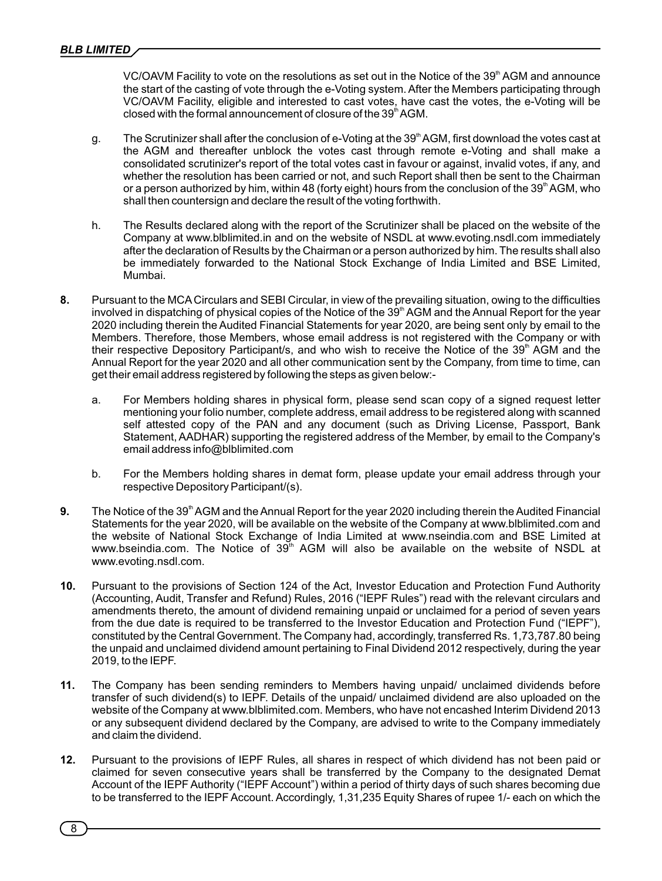VC/OAVM Facility to vote on the resolutions as set out in the Notice of the 39th AGM and announce the start of the casting of vote through the e-Voting system. After the Members participating through VC/OAVM Facility, eligible and interested to cast votes, have cast the votes, the e-Voting will be closed with the formal announcement of closure of the 39th AGM.

g. The Scrutinizer shall after the conclusion of e-Voting at the 39th AGM, first download the votes cast at the AGM and thereafter unblock the votes cast through remote e-Voting and shall make a consolidated scrutinizer's report of the total votes cast in favour or against, invalid votes, if any, and whether the resolution has been carried or not, and such Report shall then be sent to the Chairman or a person authorized by him, within 48 (forty eight) hours from the conclusion of the 39th AGM, who shall then countersign and declare the result of the voting forthwith.

h. The Results declared along with the report of the Scrutinizer shall be placed on the website of the Company at www.blblimited.in and on the website of NSDL at www.evoting.nsdl.com immediately after the declaration of Results by the Chairman or a person authorized by him. The results shall also be immediately forwarded to the National Stock Exchange of India Limited and BSE Limited, Mumbai.

**8.** Pursuant to the MCA Circulars and SEBI Circular, in view of the prevailing situation, owing to the difficulties involved in dispatching of physical copies of the Notice of the 39th AGM and the Annual Report for the year 2020 including therein the Audited Financial Statements for year 2020, are being sent only by email to the Members. Therefore, those Members, whose email address is not registered with the Company or with their respective Depository Participant/s, and who wish to receive the Notice of the 39th AGM and the Annual Report for the year 2020 and all other communication sent by the Company, from time to time, can get their email address registered by following the steps as given below:-

a. For Members holding shares in physical form, please send scan copy of a signed request letter mentioning your folio number, complete address, email address to be registered along with scanned self attested copy of the PAN and any document (such as Driving License, Passport, Bank Statement, AADHAR) supporting the registered address of the Member, by email to the Company's email address info@blblimited.com

b. For the Members holding shares in demat form, please update your email address through your respective Depository Participant/(s).

**9.** The Notice of the 39th AGM and the Annual Report for the year 2020 including therein the Audited Financial Statements for the year 2020, will be available on the website of the Company at www.blblimited.com and the website of National Stock Exchange of India Limited at www.nseindia.com and BSE Limited at www.bseindia.com. The Notice of 39th AGM will also be available on the website of NSDL at www.evoting.nsdl.com.

**10.** Pursuant to the provisions of Section 124 of the Act, Investor Education and Protection Fund Authority (Accounting, Audit, Transfer and Refund) Rules, 2016 ("IEPF Rules") read with the relevant circulars and amendments thereto, the amount of dividend remaining unpaid or unclaimed for a period of seven years from the due date is required to be transferred to the Investor Education and Protection Fund ("IEPF"), constituted by the Central Government. The Company had, accordingly, transferred Rs. 1,73,787.80 being the unpaid and unclaimed dividend amount pertaining to Final Dividend 2012 respectively, during the year 2019, to the IEPF.

**11.** The Company has been sending reminders to Members having unpaid/ unclaimed dividends before transfer of such dividend(s) to IEPF. Details of the unpaid/ unclaimed dividend are also uploaded on the website of the Company at www.blblimited.com. Members, who have not encashed Interim Dividend 2013 or any subsequent dividend declared by the Company, are advised to write to the Company immediately and claim the dividend.

**12.** Pursuant to the provisions of IEPF Rules, all shares in respect of which dividend has not been paid or claimed for seven consecutive years shall be transferred by the Company to the designated Demat Account of the IEPF Authority ("IEPF Account") within a period of thirty days of such shares becoming due to be transferred to the IEPF Account. Accordingly, 1,31,235 Equity Shares of rupee 1/- each on which the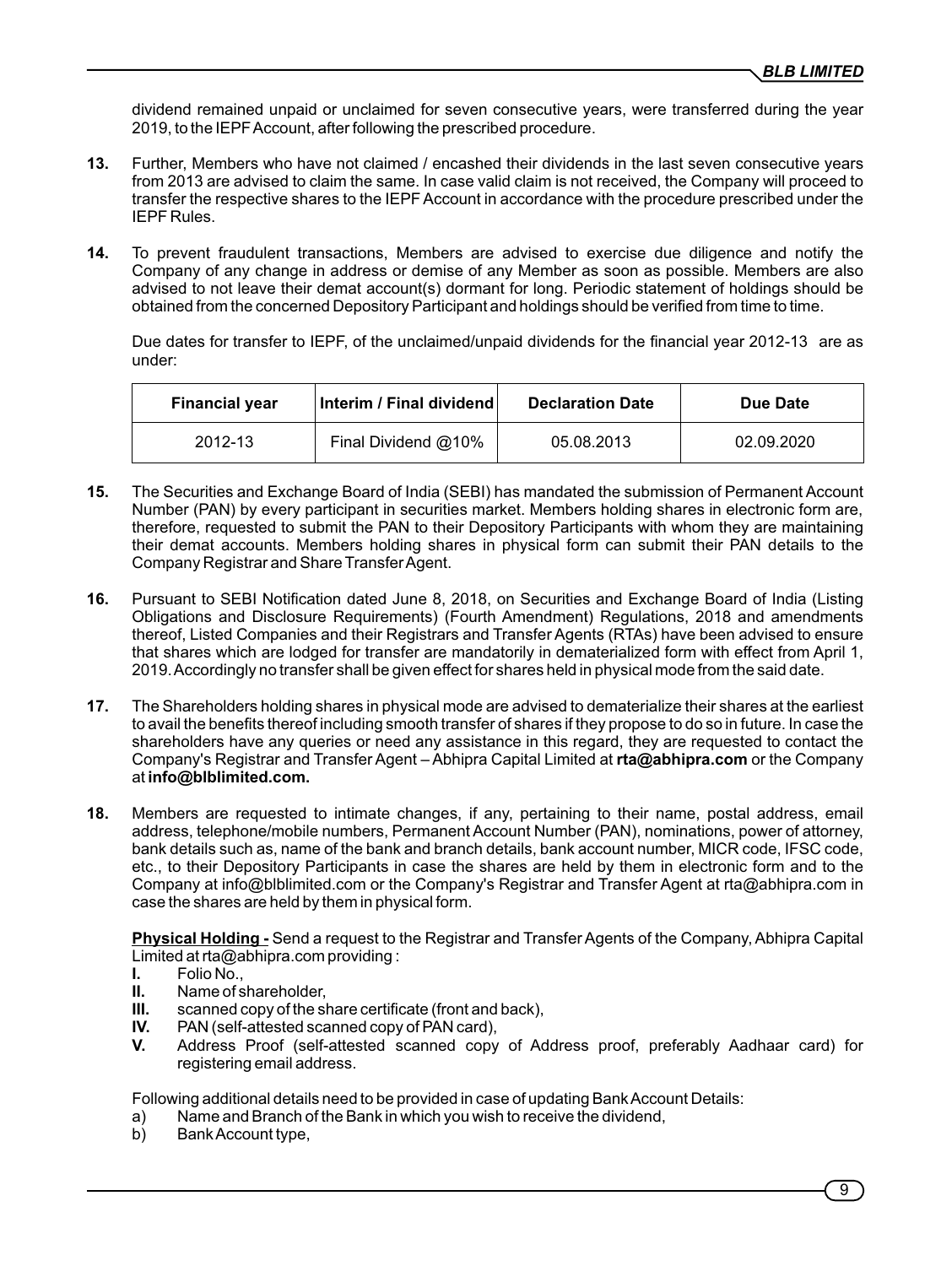dividend remained unpaid or unclaimed for seven consecutive years, were transferred during the year 2019, to the IEPF Account, after following the prescribed procedure.

**13.** Further, Members who have not claimed / encashed their dividends in the last seven consecutive years from 2013 are advised to claim the same. In case valid claim is not received, the Company will proceed to transfer the respective shares to the IEPF Account in accordance with the procedure prescribed under the IEPF Rules.

**14.** To prevent fraudulent transactions, Members are advised to exercise due diligence and notify the Company of any change in address or demise of any Member as soon as possible. Members are also advised to not leave their demat account(s) dormant for long. Periodic statement of holdings should be obtained from the concerned Depository Participant and holdings should be verified from time to time.

Due dates for transfer to IEPF, of the unclaimed/unpaid dividends for the financial year 2012-13 are as under:

| Financial year | Interim / Final dividend | Declaration Date | Due Date |
|---|---|---|---|
| 2012-13 | Final Dividend @10% | 05.08.2013 | 02.09.2020 |

**15.** The Securities and Exchange Board of India (SEBI) has mandated the submission of Permanent Account Number (PAN) by every participant in securities market. Members holding shares in electronic form are, therefore, requested to submit the PAN to their Depository Participants with whom they are maintaining their demat accounts. Members holding shares in physical form can submit their PAN details to the Company Registrar and Share Transfer Agent.

**16.** Pursuant to SEBI Notification dated June 8, 2018, on Securities and Exchange Board of India (Listing Obligations and Disclosure Requirements) (Fourth Amendment) Regulations, 2018 and amendments thereof, Listed Companies and their Registrars and Transfer Agents (RTAs) have been advised to ensure that shares which are lodged for transfer are mandatorily in dematerialized form with effect from April 1, 2019. Accordingly no transfer shall be given effect for shares held in physical mode from the said date.

**17.** The Shareholders holding shares in physical mode are advised to dematerialize their shares at the earliest to avail the benefits thereof including smooth transfer of shares if they propose to do so in future. In case the shareholders have any queries or need any assistance in this regard, they are requested to contact the Company's Registrar and Transfer Agent – Abhipra Capital Limited at **rta@abhipra.com** or the Company at **info@blblimited.com.**

**18.** Members are requested to intimate changes, if any, pertaining to their name, postal address, email address, telephone/mobile numbers, Permanent Account Number (PAN), nominations, power of attorney, bank details such as, name of the bank and branch details, bank account number, MICR code, IFSC code, etc., to their Depository Participants in case the shares are held by them in electronic form and to the Company at info@blblimited.com or the Company's Registrar and Transfer Agent at rta@abhipra.com in case the shares are held by them in physical form.

**Physical Holding -** Send a request to the Registrar and Transfer Agents of the Company, Abhipra Capital Limited at rta@abhipra.com providing :

**I.** Folio No.,
**II.** Name of shareholder,
**III.** scanned copy of the share certificate (front and back),
**IV.** PAN (self-attested scanned copy of PAN card),
**V.** Address Proof (self-attested scanned copy of Address proof, preferably Aadhaar card) for registering email address.

Following additional details need to be provided in case of updating Bank Account Details:

a) Name and Branch of the Bank in which you wish to receive the dividend,
b) Bank Account type,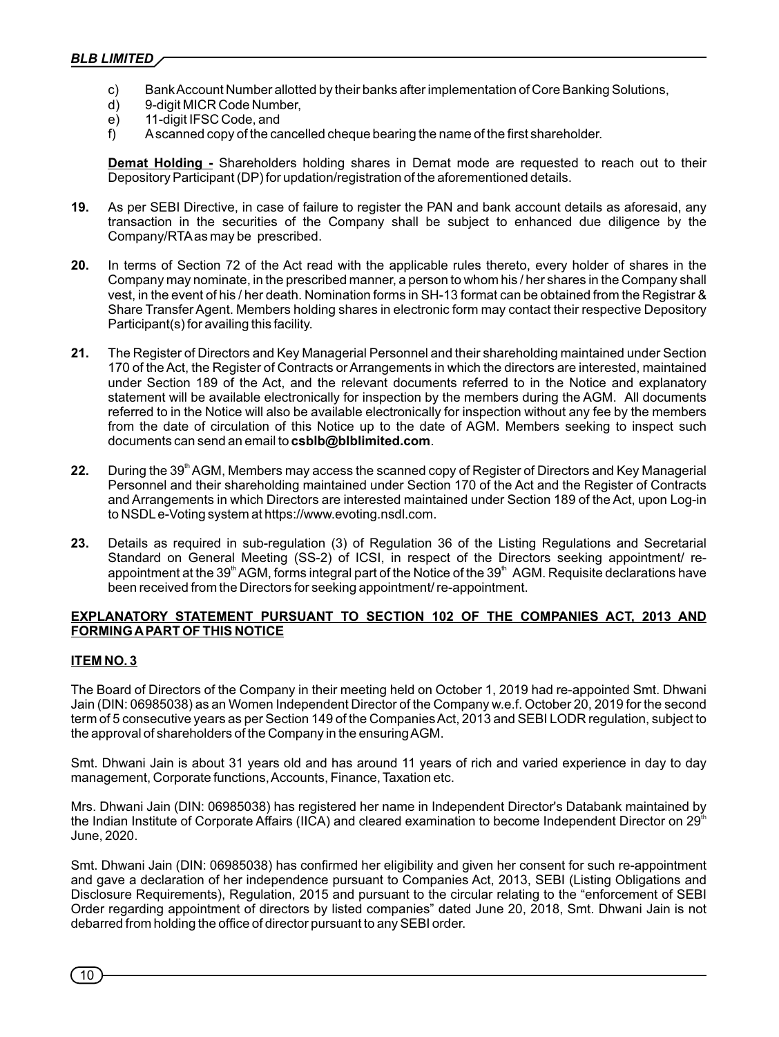c) Bank Account Number allotted by their banks after implementation of Core Banking Solutions,
d) 9-digit MICR Code Number,
e) 11-digit IFSC Code, and
f) A scanned copy of the cancelled cheque bearing the name of the first shareholder.

**Demat Holding -** Shareholders holding shares in Demat mode are requested to reach out to their Depository Participant (DP) for updation/registration of the aforementioned details.

**19.** As per SEBI Directive, in case of failure to register the PAN and bank account details as aforesaid, any transaction in the securities of the Company shall be subject to enhanced due diligence by the Company/RTA as may be prescribed.

**20.** In terms of Section 72 of the Act read with the applicable rules thereto, every holder of shares in the Company may nominate, in the prescribed manner, a person to whom his / her shares in the Company shall vest, in the event of his / her death. Nomination forms in SH-13 format can be obtained from the Registrar & Share Transfer Agent. Members holding shares in electronic form may contact their respective Depository Participant(s) for availing this facility.

**21.** The Register of Directors and Key Managerial Personnel and their shareholding maintained under Section 170 of the Act, the Register of Contracts or Arrangements in which the directors are interested, maintained under Section 189 of the Act, and the relevant documents referred to in the Notice and explanatory statement will be available electronically for inspection by the members during the AGM. All documents referred to in the Notice will also be available electronically for inspection without any fee by the members from the date of circulation of this Notice up to the date of AGM. Members seeking to inspect such documents can send an email to **csblb@blblimited.com**.

**22.** During the 39th AGM, Members may access the scanned copy of Register of Directors and Key Managerial Personnel and their shareholding maintained under Section 170 of the Act and the Register of Contracts and Arrangements in which Directors are interested maintained under Section 189 of the Act, upon Log-in to NSDL e-Voting system at https://www.evoting.nsdl.com.

**23.** Details as required in sub-regulation (3) of Regulation 36 of the Listing Regulations and Secretarial Standard on General Meeting (SS-2) of ICSI, in respect of the Directors seeking appointment/ re-appointment at the 39th AGM, forms integral part of the Notice of the 39th AGM. Requisite declarations have been received from the Directors for seeking appointment/ re-appointment.

**EXPLANATORY STATEMENT PURSUANT TO SECTION 102 OF THE COMPANIES ACT, 2013 AND FORMING A PART OF THIS NOTICE**

**ITEM NO. 3**

The Board of Directors of the Company in their meeting held on October 1, 2019 had re-appointed Smt. Dhwani Jain (DIN: 06985038) as an Women Independent Director of the Company w.e.f. October 20, 2019 for the second term of 5 consecutive years as per Section 149 of the Companies Act, 2013 and SEBI LODR regulation, subject to the approval of shareholders of the Company in the ensuring AGM.

Smt. Dhwani Jain is about 31 years old and has around 11 years of rich and varied experience in day to day management, Corporate functions, Accounts, Finance, Taxation etc.

Mrs. Dhwani Jain (DIN: 06985038) has registered her name in Independent Director's Databank maintained by the Indian Institute of Corporate Affairs (IICA) and cleared examination to become Independent Director on 29th June, 2020.

Smt. Dhwani Jain (DIN: 06985038) has confirmed her eligibility and given her consent for such re-appointment and gave a declaration of her independence pursuant to Companies Act, 2013, SEBI (Listing Obligations and Disclosure Requirements), Regulation, 2015 and pursuant to the circular relating to the "enforcement of SEBI Order regarding appointment of directors by listed companies" dated June 20, 2018, Smt. Dhwani Jain is not debarred from holding the office of director pursuant to any SEBI order.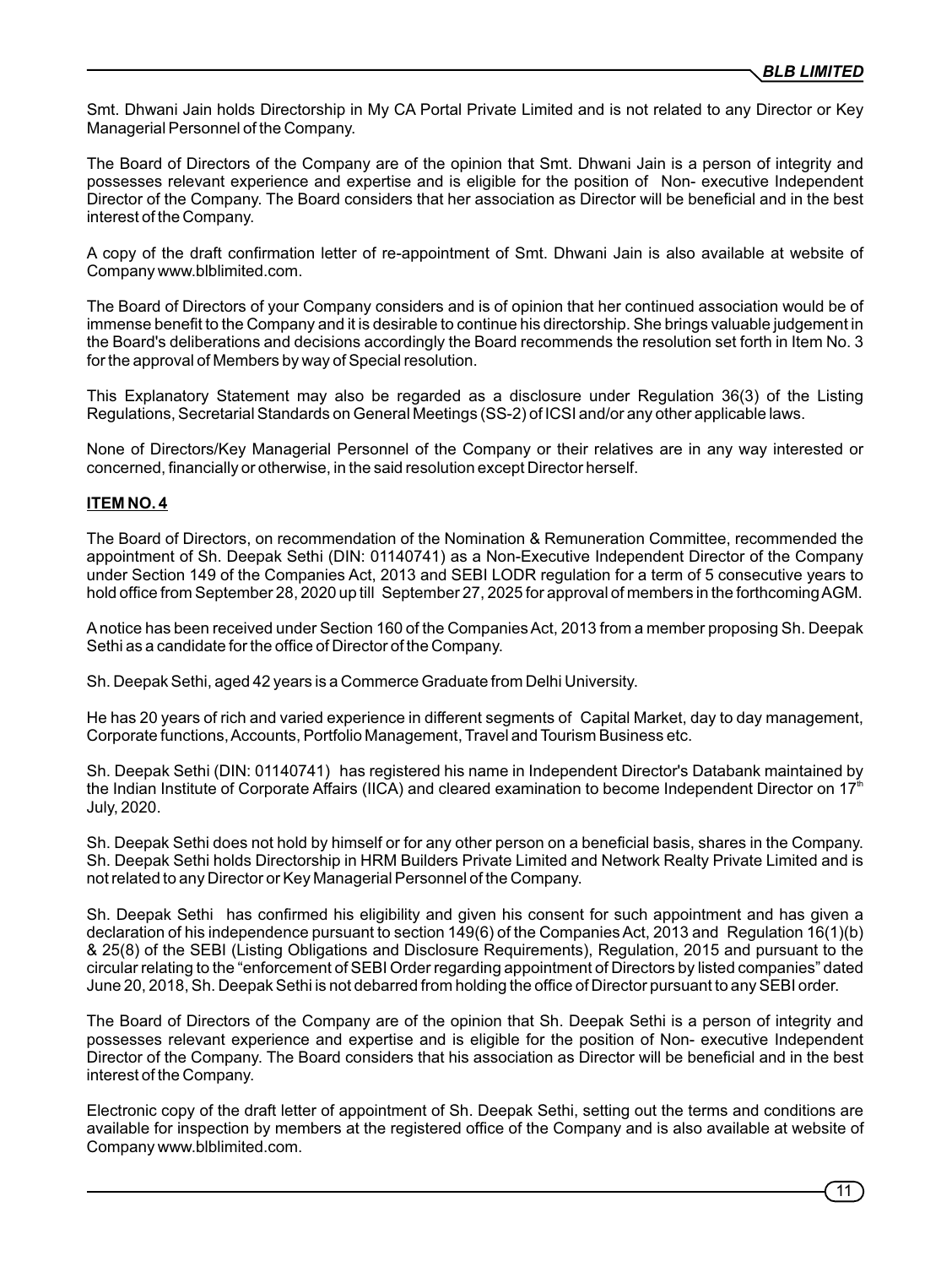Smt. Dhwani Jain holds Directorship in My CA Portal Private Limited and is not related to any Director or Key Managerial Personnel of the Company.

The Board of Directors of the Company are of the opinion that Smt. Dhwani Jain is a person of integrity and possesses relevant experience and expertise and is eligible for the position of Non- executive Independent Director of the Company. The Board considers that her association as Director will be beneficial and in the best interest of the Company.

A copy of the draft confirmation letter of re-appointment of Smt. Dhwani Jain is also available at website of Company www.blblimited.com.

The Board of Directors of your Company considers and is of opinion that her continued association would be of immense benefit to the Company and it is desirable to continue his directorship. She brings valuable judgement in the Board's deliberations and decisions accordingly the Board recommends the resolution set forth in Item No. 3 for the approval of Members by way of Special resolution.

This Explanatory Statement may also be regarded as a disclosure under Regulation 36(3) of the Listing Regulations, Secretarial Standards on General Meetings (SS-2) of ICSI and/or any other applicable laws.

None of Directors/Key Managerial Personnel of the Company or their relatives are in any way interested or concerned, financially or otherwise, in the said resolution except Director herself.

**ITEM NO. 4**

The Board of Directors, on recommendation of the Nomination & Remuneration Committee, recommended the appointment of Sh. Deepak Sethi (DIN: 01140741) as a Non-Executive Independent Director of the Company under Section 149 of the Companies Act, 2013 and SEBI LODR regulation for a term of 5 consecutive years to hold office from September 28, 2020 up till September 27, 2025 for approval of members in the forthcoming AGM.

A notice has been received under Section 160 of the Companies Act, 2013 from a member proposing Sh. Deepak Sethi as a candidate for the office of Director of the Company.

Sh. Deepak Sethi, aged 42 years is a Commerce Graduate from Delhi University.

He has 20 years of rich and varied experience in different segments of Capital Market, day to day management, Corporate functions, Accounts, Portfolio Management, Travel and Tourism Business etc.

Sh. Deepak Sethi (DIN: 01140741) has registered his name in Independent Director's Databank maintained by the Indian Institute of Corporate Affairs (IICA) and cleared examination to become Independent Director on 17th July, 2020.

Sh. Deepak Sethi does not hold by himself or for any other person on a beneficial basis, shares in the Company. Sh. Deepak Sethi holds Directorship in HRM Builders Private Limited and Network Realty Private Limited and is not related to any Director or Key Managerial Personnel of the Company.

Sh. Deepak Sethi has confirmed his eligibility and given his consent for such appointment and has given a declaration of his independence pursuant to section 149(6) of the Companies Act, 2013 and Regulation 16(1)(b) & 25(8) of the SEBI (Listing Obligations and Disclosure Requirements), Regulation, 2015 and pursuant to the circular relating to the "enforcement of SEBI Order regarding appointment of Directors by listed companies" dated June 20, 2018, Sh. Deepak Sethi is not debarred from holding the office of Director pursuant to any SEBI order.

The Board of Directors of the Company are of the opinion that Sh. Deepak Sethi is a person of integrity and possesses relevant experience and expertise and is eligible for the position of Non- executive Independent Director of the Company. The Board considers that his association as Director will be beneficial and in the best interest of the Company.

Electronic copy of the draft letter of appointment of Sh. Deepak Sethi, setting out the terms and conditions are available for inspection by members at the registered office of the Company and is also available at website of Company www.blblimited.com.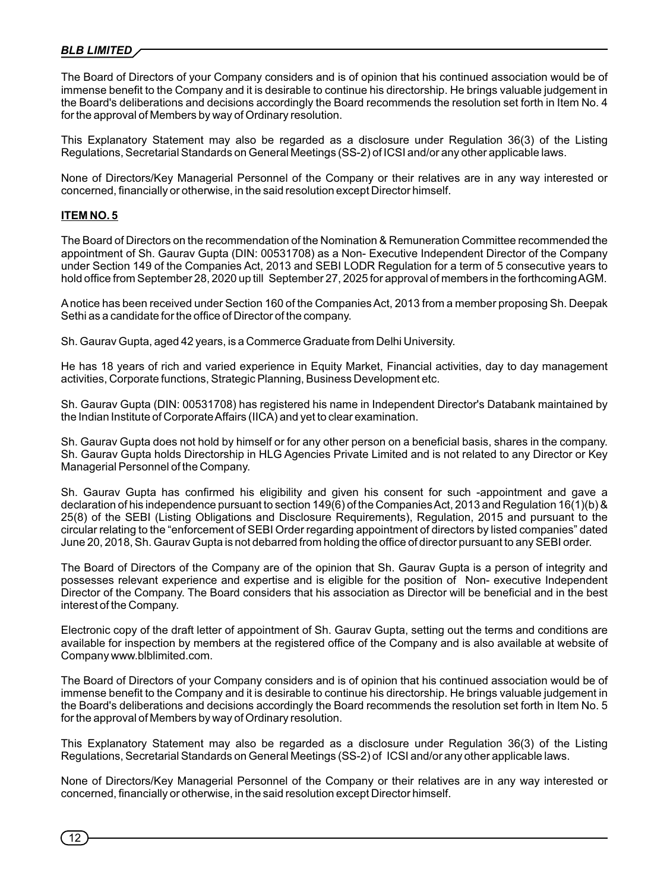The Board of Directors of your Company considers and is of opinion that his continued association would be of immense benefit to the Company and it is desirable to continue his directorship. He brings valuable judgement in the Board's deliberations and decisions accordingly the Board recommends the resolution set forth in Item No. 4 for the approval of Members by way of Ordinary resolution.

This Explanatory Statement may also be regarded as a disclosure under Regulation 36(3) of the Listing Regulations, Secretarial Standards on General Meetings (SS-2) of ICSI and/or any other applicable laws.

None of Directors/Key Managerial Personnel of the Company or their relatives are in any way interested or concerned, financially or otherwise, in the said resolution except Director himself.

**ITEM NO. 5**

The Board of Directors on the recommendation of the Nomination & Remuneration Committee recommended the appointment of Sh. Gaurav Gupta (DIN: 00531708) as a Non- Executive Independent Director of the Company under Section 149 of the Companies Act, 2013 and SEBI LODR Regulation for a term of 5 consecutive years to hold office from September 28, 2020 up till September 27, 2025 for approval of members in the forthcoming AGM.

A notice has been received under Section 160 of the Companies Act, 2013 from a member proposing Sh. Deepak Sethi as a candidate for the office of Director of the company.

Sh. Gaurav Gupta, aged 42 years, is a Commerce Graduate from Delhi University.

He has 18 years of rich and varied experience in Equity Market, Financial activities, day to day management activities, Corporate functions, Strategic Planning, Business Development etc.

Sh. Gaurav Gupta (DIN: 00531708) has registered his name in Independent Director's Databank maintained by the Indian Institute of Corporate Affairs (IICA) and yet to clear examination.

Sh. Gaurav Gupta does not hold by himself or for any other person on a beneficial basis, shares in the company. Sh. Gaurav Gupta holds Directorship in HLG Agencies Private Limited and is not related to any Director or Key Managerial Personnel of the Company.

Sh. Gaurav Gupta has confirmed his eligibility and given his consent for such -appointment and gave a declaration of his independence pursuant to section 149(6) of the Companies Act, 2013 and Regulation 16(1)(b) & 25(8) of the SEBI (Listing Obligations and Disclosure Requirements), Regulation, 2015 and pursuant to the circular relating to the "enforcement of SEBI Order regarding appointment of directors by listed companies" dated June 20, 2018, Sh. Gaurav Gupta is not debarred from holding the office of director pursuant to any SEBI order.

The Board of Directors of the Company are of the opinion that Sh. Gaurav Gupta is a person of integrity and possesses relevant experience and expertise and is eligible for the position of Non- executive Independent Director of the Company. The Board considers that his association as Director will be beneficial and in the best interest of the Company.

Electronic copy of the draft letter of appointment of Sh. Gaurav Gupta, setting out the terms and conditions are available for inspection by members at the registered office of the Company and is also available at website of Company www.blblimited.com.

The Board of Directors of your Company considers and is of opinion that his continued association would be of immense benefit to the Company and it is desirable to continue his directorship. He brings valuable judgement in the Board's deliberations and decisions accordingly the Board recommends the resolution set forth in Item No. 5 for the approval of Members by way of Ordinary resolution.

This Explanatory Statement may also be regarded as a disclosure under Regulation 36(3) of the Listing Regulations, Secretarial Standards on General Meetings (SS-2) of ICSI and/or any other applicable laws.

None of Directors/Key Managerial Personnel of the Company or their relatives are in any way interested or concerned, financially or otherwise, in the said resolution except Director himself.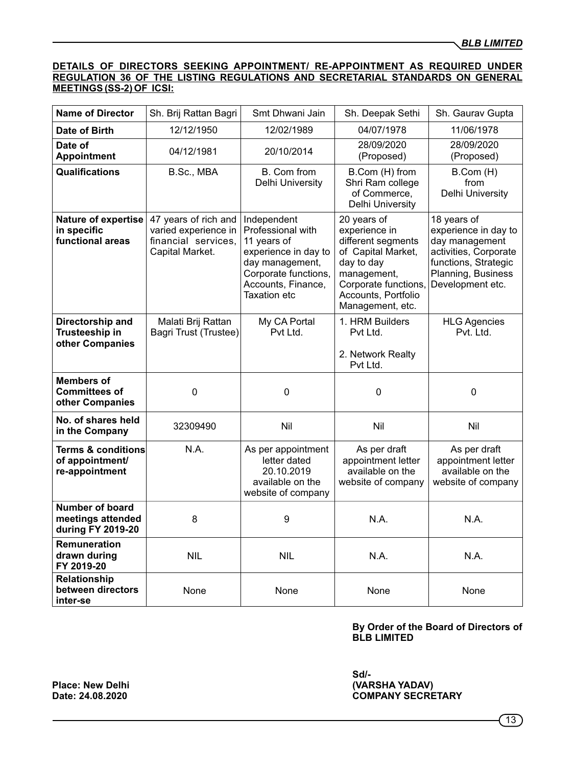**DETAILS OF DIRECTORS SEEKING APPOINTMENT/ RE-APPOINTMENT AS REQUIRED UNDER REGULATION 36 OF THE LISTING REGULATIONS AND SECRETARIAL STANDARDS ON GENERAL MEETINGS (SS-2) OF ICSI:**

| Name of Director | Sh. Brij Rattan Bagri | Smt Dhwani Jain | Sh. Deepak Sethi | Sh. Gaurav Gupta |
|---|---|---|---|---|
| Date of Birth | 12/12/1950 | 12/02/1989 | 04/07/1978 | 11/06/1978 |
| Date of Appointment | 04/12/1981 | 20/10/2014 | 28/09/2020 (Proposed) | 28/09/2020 (Proposed) |
| Qualifications | B.Sc., MBA | B. Com from Delhi University | B.Com (H) from Shri Ram college of Commerce, Delhi University | B.Com (H) from Delhi University |
| Nature of expertise in specific functional areas | 47 years of rich and varied experience in financial services, Capital Market. | Independent Professional with 11 years of experience in day to day management, Corporate functions, Accounts, Finance, Taxation etc | 20 years of experience in different segments of Capital Market, day to day management, Corporate functions, Accounts, Portfolio Management, etc. | 18 years of experience in day to day management activities, Corporate functions, Strategic Planning, Business Development etc. |
| Directorship and Trusteeship in other Companies | Malati Brij Rattan Bagri Trust (Trustee) | My CA Portal Pvt Ltd. | 1. HRM Builders Pvt Ltd.<br>2. Network Realty Pvt Ltd. | HLG Agencies Pvt. Ltd. |
| Members of Committees of other Companies | 0 | 0 | 0 | 0 |
| No. of shares held in the Company | 32309490 | Nil | Nil | Nil |
| Terms & conditions of appointment/ re-appointment | N.A. | As per appointment letter dated 20.10.2019 available on the website of company | As per draft appointment letter available on the website of company | As per draft appointment letter available on the website of company |
| Number of board meetings attended during FY 2019-20 | 8 | 9 | N.A. | N.A. |
| Remuneration drawn during FY 2019-20 | NIL | NIL | N.A. | N.A. |
| Relationship between directors inter-se | None | None | None | None |

**By Order of the Board of Directors of BLB LIMITED**

**Sd/-**
**(VARSHA YADAV)**
**COMPANY SECRETARY**

**Place: New Delhi**
**Date: 24.08.2020**